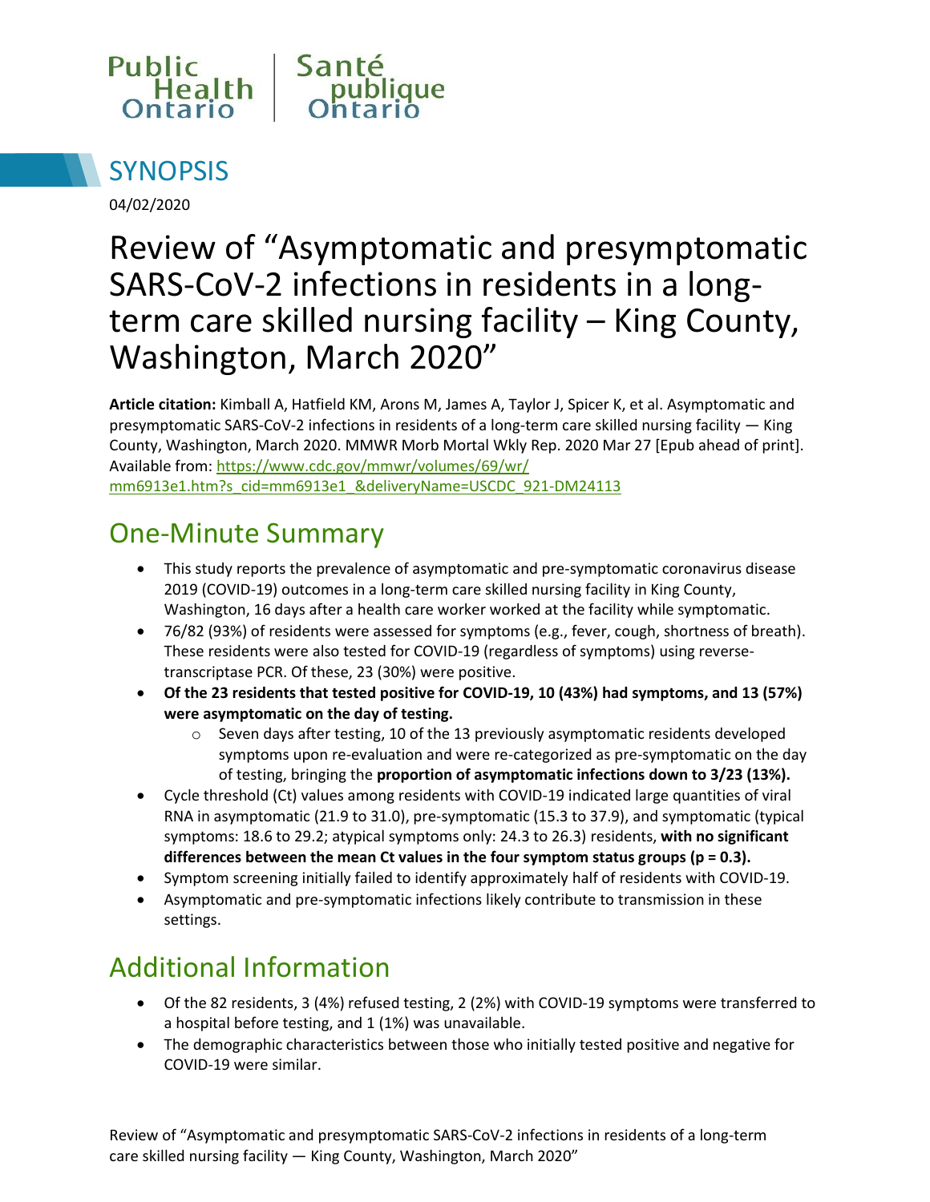Public Health Ontario | Santé publique Ontario

# SYNOPSIS

04/02/2020

# Review of “Asymptomatic and presymptomatic SARS-CoV-2 infections in residents in a long-term care skilled nursing facility – King County, Washington, March 2020”

**Article citation:** Kimball A, Hatfield KM, Arons M, James A, Taylor J, Spicer K, et al. Asymptomatic and presymptomatic SARS-CoV-2 infections in residents of a long-term care skilled nursing facility — King County, Washington, March 2020. MMWR Morb Mortal Wkly Rep. 2020 Mar 27 [Epub ahead of print]. Available from: [https://www.cdc.gov/mmwr/volumes/69/wr/mm6913e1.htm?s_cid=mm6913e1_&deliveryName=USCDC_921-DM24113](https://www.cdc.gov/mmwr/volumes/69/wr/mm6913e1.htm?s_cid=mm6913e1_&deliveryName=USCDC_921-DM24113)

## One-Minute Summary

- This study reports the prevalence of asymptomatic and pre-symptomatic coronavirus disease 2019 (COVID-19) outcomes in a long-term care skilled nursing facility in King County, Washington, 16 days after a health care worker worked at the facility while symptomatic.
- 76/82 (93%) of residents were assessed for symptoms (e.g., fever, cough, shortness of breath). These residents were also tested for COVID-19 (regardless of symptoms) using reverse-transcriptase PCR. Of these, 23 (30%) were positive.
- **Of the 23 residents that tested positive for COVID-19, 10 (43%) had symptoms, and 13 (57%) were asymptomatic on the day of testing.**
  - Seven days after testing, 10 of the 13 previously asymptomatic residents developed symptoms upon re-evaluation and were re-categorized as pre-symptomatic on the day of testing, bringing the **proportion of asymptomatic infections down to 3/23 (13%).**
- Cycle threshold (Ct) values among residents with COVID-19 indicated large quantities of viral RNA in asymptomatic (21.9 to 31.0), pre-symptomatic (15.3 to 37.9), and symptomatic (typical symptoms: 18.6 to 29.2; atypical symptoms only: 24.3 to 26.3) residents, **with no significant differences between the mean Ct values in the four symptom status groups ($p = 0.3$).**
- Symptom screening initially failed to identify approximately half of residents with COVID-19.
- Asymptomatic and pre-symptomatic infections likely contribute to transmission in these settings.

## Additional Information

- Of the 82 residents, 3 (4%) refused testing, 2 (2%) with COVID-19 symptoms were transferred to a hospital before testing, and 1 (1%) was unavailable.
- The demographic characteristics between those who initially tested positive and negative for COVID-19 were similar.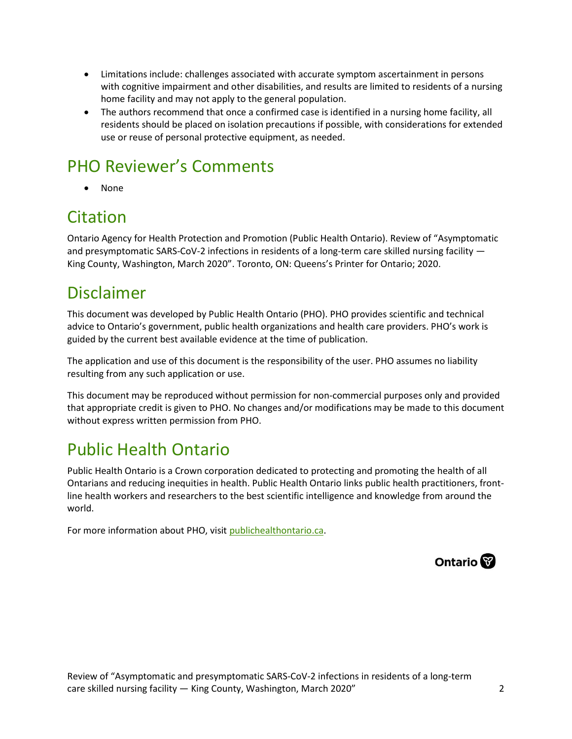- Limitations include: challenges associated with accurate symptom ascertainment in persons with cognitive impairment and other disabilities, and results are limited to residents of a nursing home facility and may not apply to the general population.
- The authors recommend that once a confirmed case is identified in a nursing home facility, all residents should be placed on isolation precautions if possible, with considerations for extended use or reuse of personal protective equipment, as needed.

# PHO Reviewer's Comments

- None

# Citation

Ontario Agency for Health Protection and Promotion (Public Health Ontario). Review of "Asymptomatic and presymptomatic SARS-CoV-2 infections in residents of a long-term care skilled nursing facility — King County, Washington, March 2020". Toronto, ON: Queens's Printer for Ontario; 2020.

# Disclaimer

This document was developed by Public Health Ontario (PHO). PHO provides scientific and technical advice to Ontario's government, public health organizations and health care providers. PHO's work is guided by the current best available evidence at the time of publication.

The application and use of this document is the responsibility of the user. PHO assumes no liability resulting from any such application or use.

This document may be reproduced without permission for non-commercial purposes only and provided that appropriate credit is given to PHO. No changes and/or modifications may be made to this document without express written permission from PHO.

# Public Health Ontario

Public Health Ontario is a Crown corporation dedicated to protecting and promoting the health of all Ontarians and reducing inequities in health. Public Health Ontario links public health practitioners, front-line health workers and researchers to the best scientific intelligence and knowledge from around the world.

For more information about PHO, visit [publichealthontario.ca](publichealthontario.ca).

Ontario